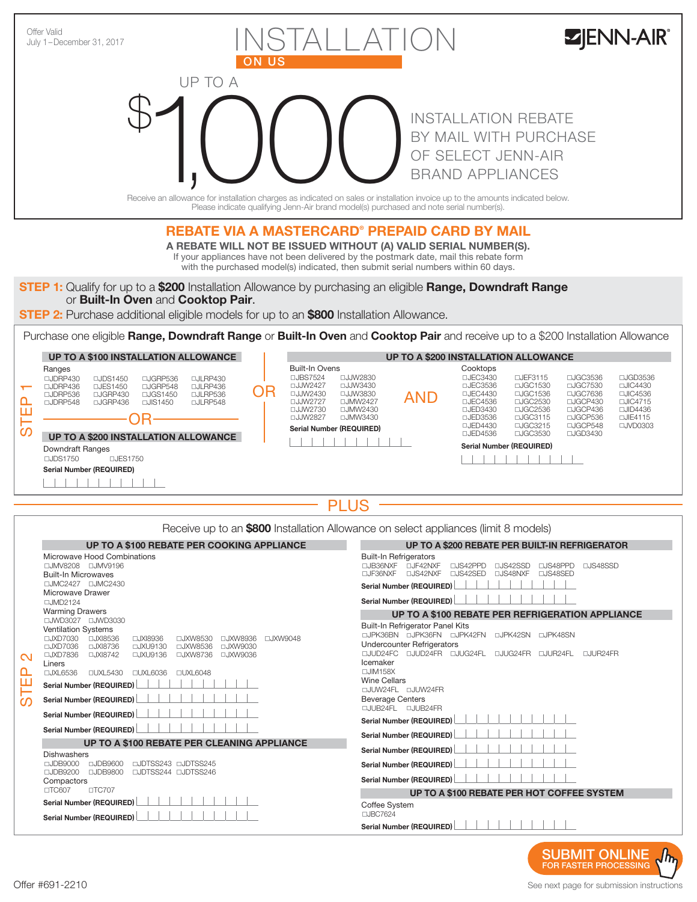Offer Valid
July 1–December 31, 2017

# INSTALLATION ON US

JENN-AIR

UP TO A **$1,000** INSTALLATION REBATE BY MAIL WITH PURCHASE OF SELECT JENN-AIR BRAND APPLIANCES

Receive an allowance for installation charges as indicated on sales or installation invoice up to the amounts indicated below.
Please indicate qualifying Jenn-Air brand model(s) purchased and note serial number(s).

## REBATE VIA A MASTERCARD® PREPAID CARD BY MAIL

**A REBATE WILL NOT BE ISSUED WITHOUT (A) VALID SERIAL NUMBER(S).**
If your appliances have not been delivered by the postmark date, mail this rebate form with the purchased model(s) indicated, then submit serial numbers within 60 days.

**STEP 1:** Qualify for up to a **$200** Installation Allowance by purchasing an eligible **Range, Downdraft Range** or **Built-In Oven** and **Cooktop Pair**.

**STEP 2:** Purchase additional eligible models for up to an **$800** Installation Allowance.

## STEP 1

Purchase one eligible **Range, Downdraft Range** or **Built-In Oven** and **Cooktop Pair** and receive up to a $200 Installation Allowance

### UP TO A $100 INSTALLATION ALLOWANCE

Ranges
- ☐JDRP430 ☐JDS1450 ☐JGRP536 ☐JLRP430
- ☐JDRP436 ☐JES1450 ☐JGRP548 ☐JLRP436
- ☐JDRP536 ☐JGRP430 ☐JGS1450 ☐JLRP536
- ☐JDRP548 ☐JGRP436 ☐JIS1450 ☐JLRP548

OR

### UP TO A $200 INSTALLATION ALLOWANCE

Downdraft Ranges
- ☐JDS1750 ☐JES1750

Serial Number (REQUIRED) ______________

OR

### UP TO A $200 INSTALLATION ALLOWANCE

Built-In Ovens
- ☐JBS7524 ☐JJW2830
- ☐JJW2427 ☐JJW3430
- ☐JJW2430 ☐JJW3830
- ☐JJW2727 ☐JMW2427
- ☐JJW2730 ☐JMW2430
- ☐JJW2827 ☐JMW3430

Serial Number (REQUIRED) ______________

AND

Cooktops
- ☐JEC3430 ☐JEF3115 ☐JGC3536 ☐JGD3536
- ☐JEC3536 ☐JGC1530 ☐JGC7530 ☐JIC4430
- ☐JEC4430 ☐JGC1536 ☐JGC7636 ☐JIC4536
- ☐JEC4536 ☐JGC2530 ☐JGCP430 ☐JIC4715
- ☐JED3430 ☐JGC2536 ☐JGCP436 ☐JID4436
- ☐JED3536 ☐JGC3115 ☐JGCP536 ☐JIE4115
- ☐JED4430 ☐JGC3215 ☐JGCP548 ☐JVD0303
- ☐JED4536 ☐JGC3530 ☐JGD3430

Serial Number (REQUIRED) ______________

## PLUS

## STEP 2

Receive up to an **$800** Installation Allowance on select appliances (limit 8 models)

### UP TO A $100 REBATE PER COOKING APPLIANCE

Microwave Hood Combinations
- ☐JMV8208 ☐JMV9196

Built-In Microwaves
- ☐JMC2427 ☐JMC2430

Microwave Drawer
- ☐JMD2124

Warming Drawers
- ☐JWD3027 ☐JWD3030

Ventilation Systems
- ☐JXD7030 ☐JXI8536 ☐JXI8936 ☐JXW8530 ☐JXW8936 ☐JXW9048
- ☐JXD7036 ☐JXI8736 ☐JXU9130 ☐JXW8536 ☐JXW9030
- ☐JXD7836 ☐JXI8742 ☐JXU9136 ☐JXW8736 ☐JXW9036

Liners
- ☐JXL6536 ☐UXL5430 ☐UXL6036 ☐UXL6048

Serial Number (REQUIRED) ______________

Serial Number (REQUIRED) ______________

Serial Number (REQUIRED) ______________

Serial Number (REQUIRED) ______________

### UP TO A $100 REBATE PER CLEANING APPLIANCE

Dishwashers
- ☐JDB9000 ☐JDB9600 ☐JDTSS243 ☐JDTSS245
- ☐JDB9200 ☐JDB9800 ☐JDTSS244 ☐JDTSS246

Compactors
- ☐TC607 ☐TC707

Serial Number (REQUIRED) ______________

Serial Number (REQUIRED) ______________

### UP TO A $200 REBATE PER BUILT-IN REFRIGERATOR

Built-In Refrigerators
- ☐JB36NXF ☐JF42NXF ☐JS42PPD ☐JS42SSD ☐JS48PPD ☐JS48SSD
- ☐JF36NXF ☐JS42NXF ☐JS42SED ☐JS48NXF ☐JS48SED

Serial Number (REQUIRED) ______________

Serial Number (REQUIRED) ______________

### UP TO A $100 REBATE PER REFRIGERATION APPLIANCE

Built-In Refrigerator Panel Kits
- ☐JPK36BN ☐JPK36FN ☐JPK42FN ☐JPK42SN ☐JPK48SN

Undercounter Refrigerators
- ☐JUD24FC ☐JUD24FR ☐JUG24FL ☐JUG24FR ☐JUR24FL ☐JUR24FR

Icemaker
- ☐JIM158X

Wine Cellars
- ☐JUW24FL ☐JUW24FR

Beverage Centers
- ☐JUB24FL ☐JUB24FR

Serial Number (REQUIRED) ______________

Serial Number (REQUIRED) ______________

Serial Number (REQUIRED) ______________

Serial Number (REQUIRED) ______________

Serial Number (REQUIRED) ______________

### UP TO A $100 REBATE PER HOT COFFEE SYSTEM

Coffee System
- ☐JBC7624

Serial Number (REQUIRED) ______________

**SUBMIT ONLINE** FOR FASTER PROCESSING

Offer #691-2210

See next page for submission instructions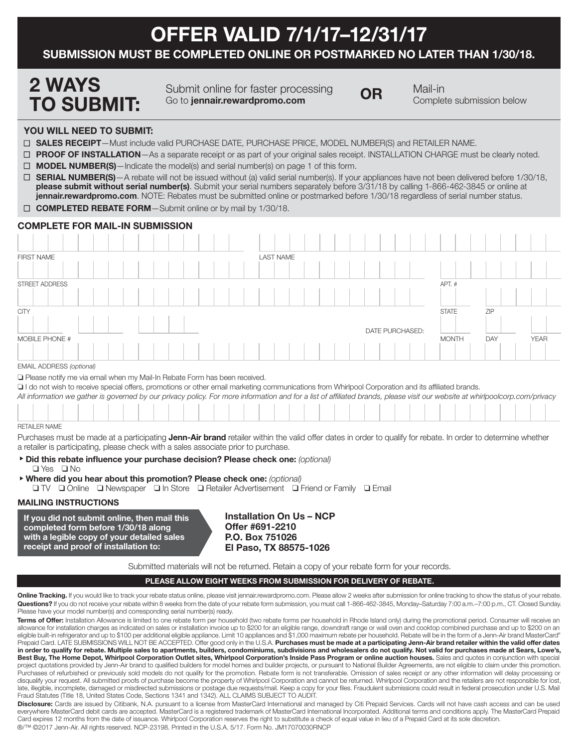# OFFER VALID 7/1/17–12/31/17

**SUBMISSION MUST BE COMPLETED ONLINE OR POSTMARKED NO LATER THAN 1/30/18.**

## 2 WAYS TO SUBMIT:

Submit online for faster processing
Go to **jennair.rewardpromo.com**

**OR**

Mail-in
Complete submission below

### YOU WILL NEED TO SUBMIT:

- ☐ **SALES RECEIPT**—Must include valid PURCHASE DATE, PURCHASE PRICE, MODEL NUMBER(S) and RETAILER NAME.
- ☐ **PROOF OF INSTALLATION**—As a separate receipt or as part of your original sales receipt. INSTALLATION CHARGE must be clearly noted.
- ☐ **MODEL NUMBER(S)**—Indicate the model(s) and serial number(s) on page 1 of this form.
- ☐ **SERIAL NUMBER(S)**—A rebate will not be issued without (a) valid serial number(s). If your appliances have not been delivered before 1/30/18, **please submit without serial number(s)**. Submit your serial numbers separately before 3/31/18 by calling 1-866-462-3845 or online at **jennair.rewardpromo.com**. NOTE: Rebates must be submitted online or postmarked before 1/30/18 regardless of serial number status.
- ☐ **COMPLETED REBATE FORM**—Submit online or by mail by 1/30/18.

### COMPLETE FOR MAIL-IN SUBMISSION

FIRST NAME

LAST NAME

STREET ADDRESS

APT. #

CITY

STATE

ZIP

MOBILE PHONE #

DATE PURCHASED: MONTH DAY YEAR

EMAIL ADDRESS *(optional)*

❑ Please notify me via email when my Mail-In Rebate Form has been received.

❑ I do not wish to receive special offers, promotions or other email marketing communications from Whirlpool Corporation and its affiliated brands.

*All information we gather is governed by our privacy policy. For more information and for a list of affiliated brands, please visit our website at whirlpoolcorp.com/privacy*

RETAILER NAME

Purchases must be made at a participating **Jenn-Air brand** retailer within the valid offer dates in order to qualify for rebate. In order to determine whether a retailer is participating, please check with a sales associate prior to purchase.

- **Did this rebate influence your purchase decision? Please check one:** *(optional)*
  ❑ Yes ❑ No
- **Where did you hear about this promotion? Please check one:** *(optional)*
  ❑ TV ❑ Online ❑ Newspaper ❑ In Store ❑ Retailer Advertisement ❑ Friend or Family ❑ Email

### MAILING INSTRUCTIONS

**If you did not submit online, then mail this completed form before 1/30/18 along with a legible copy of your detailed sales receipt and proof of installation to:**

**Installation On Us – NCP**
**Offer #691-2210**
**P.O. Box 751026**
**El Paso, TX 88575-1026**

Submitted materials will not be returned. Retain a copy of your rebate form for your records.

**PLEASE ALLOW EIGHT WEEKS FROM SUBMISSION FOR DELIVERY OF REBATE.**

**Online Tracking.** If you would like to track your rebate status online, please visit jennair.rewardpromo.com. Please allow 2 weeks after submission for online tracking to show the status of your rebate. **Questions?** If you do not receive your rebate within 8 weeks from the date of your rebate form submission, you must call 1-866-462-3845, Monday–Saturday 7:00 a.m.–7:00 p.m., CT. Closed Sunday. Please have your model number(s) and corresponding serial number(s) ready.

**Terms of Offer:** Installation Allowance is limited to one rebate form per household (two rebate forms per household in Rhode Island only) during the promotional period. Consumer will receive an allowance for installation charges as indicated on sales or installation invoice up to $200 for an eligible range, downdraft range or wall oven and cooktop combined purchase and up to $200 on an eligible built-in refrigerator and up to $100 per additional eligible appliance. Limit 10 appliances and $1,000 maximum rebate per household. Rebate will be in the form of a Jenn-Air brand MasterCard® Prepaid Card. LATE SUBMISSIONS WILL NOT BE ACCEPTED. Offer good only in the U.S.A. **Purchases must be made at a participating Jenn-Air brand retailer within the valid offer dates in order to qualify for rebate. Multiple sales to apartments, builders, condominiums, subdivisions and wholesalers do not qualify. Not valid for purchases made at Sears, Lowe's, Best Buy, The Home Depot, Whirlpool Corporation Outlet sites, Whirlpool Corporation's Inside Pass Program or online auction houses.** Sales and quotes in conjunction with special project quotations provided by Jenn-Air brand to qualified builders for model homes and builder projects, or pursuant to National Builder Agreements, are not eligible to claim under this promotion. Purchases of refurbished or previously sold models do not qualify for the promotion. Rebate form is not transferable. Omission of sales receipt or any other information will delay processing or disqualify your request. All submitted proofs of purchase become the property of Whirlpool Corporation and cannot be returned. Whirlpool Corporation and the retailers are not responsible for lost, late, illegible, incomplete, damaged or misdirected submissions or postage due requests/mail. Keep a copy for your files. Fraudulent submissions could result in federal prosecution under U.S. Mail Fraud Statutes (Title 18, United States Code, Sections 1341 and 1342). ALL CLAIMS SUBJECT TO AUDIT.

**Disclosure:** Cards are issued by Citibank, N.A. pursuant to a license from MasterCard International and managed by Citi Prepaid Services. Cards will not have cash access and can be used everywhere MasterCard debit cards are accepted. MasterCard is a registered trademark of MasterCard International Incorporated. Additional terms and conditions apply. The MasterCard Prepaid Card expires 12 months from the date of issuance. Whirlpool Corporation reserves the right to substitute a check of equal value in lieu of a Prepaid Card at its sole discretion.

®/™ ©2017 Jenn-Air. All rights reserved. NCP-23198. Printed in the U.S.A. 5/17. Form No. JM17070030RNCP